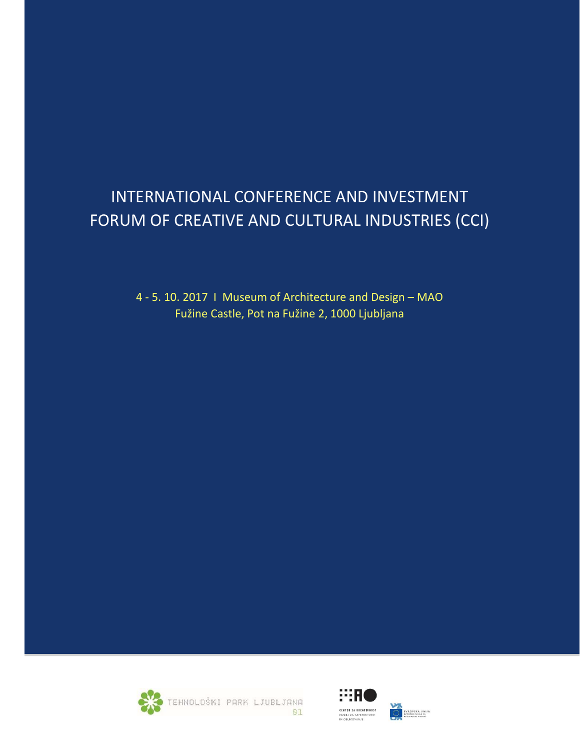# INTERNATIONAL CONFERENCE AND INVESTMENT FORUM OF CREATIVE AND CULTURAL INDUSTRIES (CCI)

4 - 5. 10. 2017 I Museum of Architecture and Design – MAO
Fužine Castle, Pot na Fužine 2, 1000 Ljubljana

TEHNOLOŠKI PARK LJUBLJANA 01

CENTER ZA KREATIVNOST
MUZEJ ZA ARHITEKTURO IN OBLIKOVANJE

EVROPSKA UNIJA
EVROPSKI SKLAD ZA REGIONALNI RAZVOJ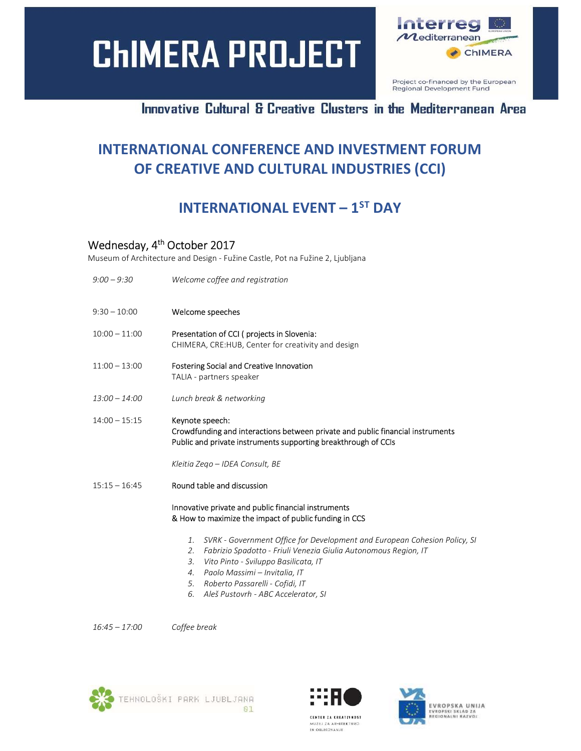# ChIMERA PROJECT

Interreg Mediterranean ChIMERA

Project co-financed by the European Regional Development Fund

**Innovative Cultural & Creative Clusters in the Mediterranean Area**

## INTERNATIONAL CONFERENCE AND INVESTMENT FORUM OF CREATIVE AND CULTURAL INDUSTRIES (CCI)

## INTERNATIONAL EVENT – 1ST DAY

### Wednesday, 4th October 2017

Museum of Architecture and Design - Fužine Castle, Pot na Fužine 2, Ljubljana

| | |
|---|---|
| *9:00 – 9:30* | *Welcome coffee and registration* |
| 9:30 – 10:00 | Welcome speeches |
| 10:00 – 11:00 | Presentation of CCI ( projects in Slovenia:<br>CHIMERA, CRE:HUB, Center for creativity and design |
| 11:00 – 13:00 | Fostering Social and Creative Innovation<br>TALIA - partners speaker |
| *13:00 – 14:00* | *Lunch break & networking* |
| 14:00 – 15:15 | Keynote speech:<br>Crowdfunding and interactions between private and public financial instruments<br>Public and private instruments supporting breakthrough of CCIs<br><br>*Kleitia Zeqo – IDEA Consult, BE* |
| 15:15 – 16:45 | Round table and discussion<br><br>Innovative private and public financial instruments<br>& How to maximize the impact of public funding in CCS<br><br>1. *SVRK - Government Office for Development and European Cohesion Policy, SI*<br>2. *Fabrizio Spadotto - Friuli Venezia Giulia Autonomous Region, IT*<br>3. *Vito Pinto - Sviluppo Basilicata, IT*<br>4. *Paolo Massimi – Invitalia, IT*<br>5. *Roberto Passarelli - Cofidi, IT*<br>6. *Aleš Pustovrh - ABC Accelerator, SI* |
| *16:45 – 17:00* | *Coffee break* |

TEHNOLOŠKI PARK LJUBLJANA

CENTER ZA KREATIVNOST MUZEJ ZA ARHITEKTURO IN OBLIKOVANJE

EVROPSKA UNIJA EVROPSKI SKLAD ZA REGIONALNI RAZVOJ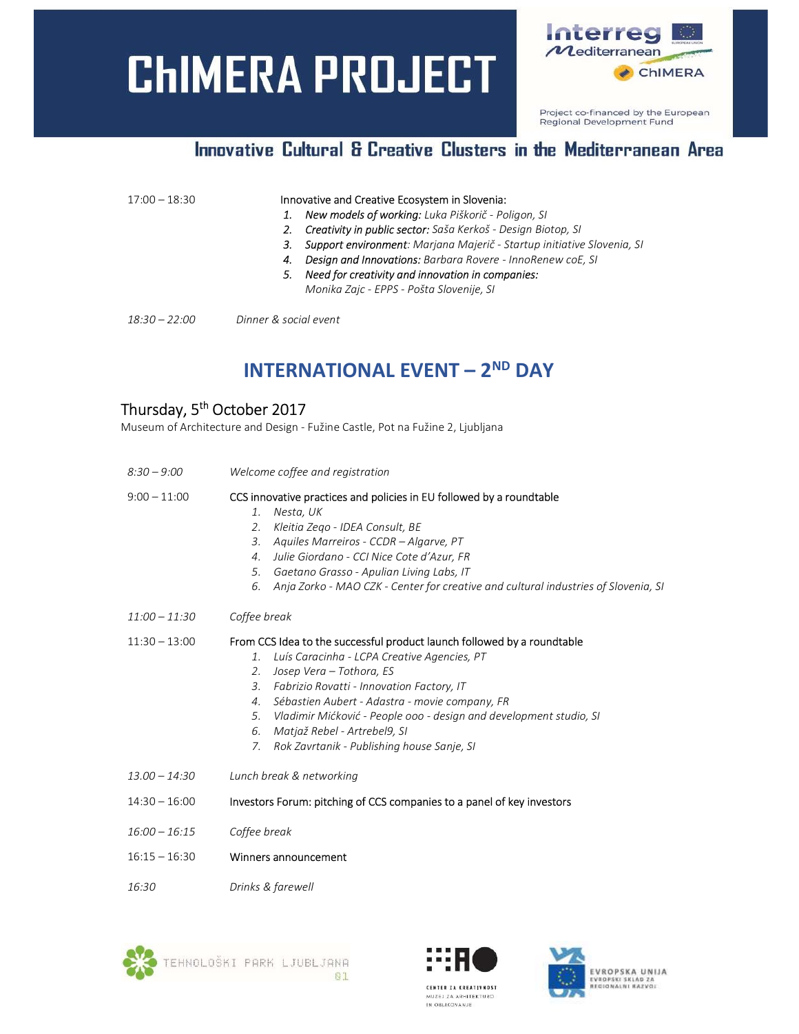# ChIMERA PROJECT

Project co-financed by the European Regional Development Fund

## Innovative Cultural & Creative Clusters in the Mediterranean Area

17:00 – 18:30 Innovative and Creative Ecosystem in Slovenia:

1. *New models of working: Luka Piškorič - Poligon, SI*
2. *Creativity in public sector: Saša Kerkoš - Design Biotop, SI*
3. *Support environment: Marjana Majerič - Startup initiative Slovenia, SI*
4. *Design and Innovations: Barbara Rovere - InnoRenew coE, SI*
5. *Need for creativity and innovation in companies: Monika Zajc - EPPS - Pošta Slovenije, SI*

*18:30 – 22:00* *Dinner & social event*

## INTERNATIONAL EVENT – 2ND DAY

### Thursday, 5th October 2017

Museum of Architecture and Design - Fužine Castle, Pot na Fužine 2, Ljubljana

*8:30 – 9:00* *Welcome coffee and registration*

9:00 – 11:00 CCS innovative practices and policies in EU followed by a roundtable

1. *Nesta, UK*
2. *Kleitia Zeqo - IDEA Consult, BE*
3. *Aquiles Marreiros - CCDR – Algarve, PT*
4. *Julie Giordano - CCI Nice Cote d'Azur, FR*
5. *Gaetano Grasso - Apulian Living Labs, IT*
6. *Anja Zorko - MAO CZK - Center for creative and cultural industries of Slovenia, SI*

*11:00 – 11:30* *Coffee break*

11:30 – 13:00 From CCS Idea to the successful product launch followed by a roundtable

1. *Luís Caracinha - LCPA Creative Agencies, PT*
2. *Josep Vera – Tothora, ES*
3. *Fabrizio Rovatti - Innovation Factory, IT*
4. *Sébastien Aubert - Adastra - movie company, FR*
5. *Vladimir Mićković - People ooo - design and development studio, SI*
6. *Matjaž Rebel - Artrebel9, SI*
7. *Rok Zavrtanik - Publishing house Sanje, SI*

*13.00 – 14:30* *Lunch break & networking*

14:30 – 16:00 Investors Forum: pitching of CCS companies to a panel of key investors

*16:00 – 16:15* *Coffee break*

16:15 – 16:30 Winners announcement

*16:30* *Drinks & farewell*

TEHNOLOŠKI PARK LJUBLJANA

CENTER ZA KREATIVNOST MUZEJ ZA ARHITEKTURO IN OBLIKOVANJE

EVROPSKA UNIJA EVROPSKI SKLAD ZA REGIONALNI RAZVOJ